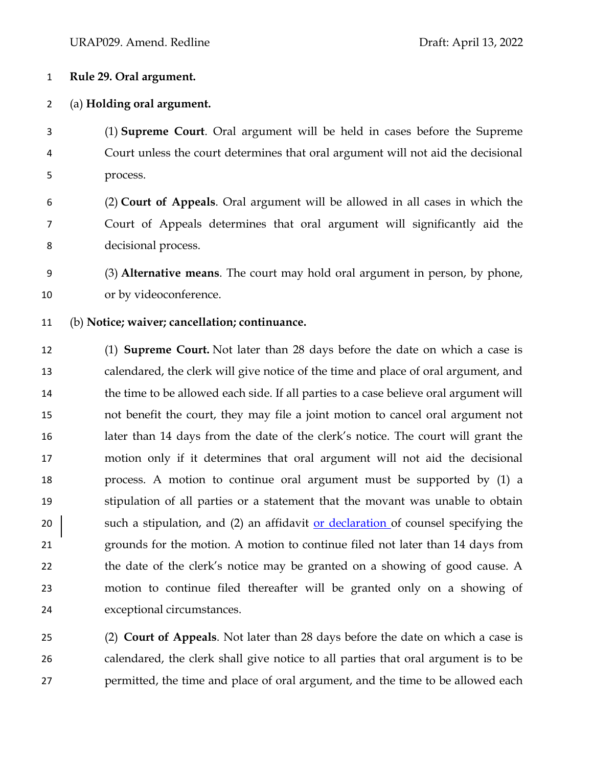# Rule 29. Oral argument.

(a) **Holding oral argument.**

(1) **Supreme Court**. Oral argument will be held in cases before the Supreme Court unless the court determines that oral argument will not aid the decisional process.

(2) **Court of Appeals**. Oral argument will be allowed in all cases in which the Court of Appeals determines that oral argument will significantly aid the decisional process.

(3) **Alternative means**. The court may hold oral argument in person, by phone, or by videoconference.

(b) **Notice; waiver; cancellation; continuance.**

(1) **Supreme Court.** Not later than 28 days before the date on which a case is calendared, the clerk will give notice of the time and place of oral argument, and the time to be allowed each side. If all parties to a case believe oral argument will not benefit the court, they may file a joint motion to cancel oral argument not later than 14 days from the date of the clerk's notice. The court will grant the motion only if it determines that oral argument will not aid the decisional process. A motion to continue oral argument must be supported by (1) a stipulation of all parties or a statement that the movant was unable to obtain such a stipulation, and (2) an affidavit or declaration of counsel specifying the grounds for the motion. A motion to continue filed not later than 14 days from the date of the clerk's notice may be granted on a showing of good cause. A motion to continue filed thereafter will be granted only on a showing of exceptional circumstances.

(2) **Court of Appeals**. Not later than 28 days before the date on which a case is calendared, the clerk shall give notice to all parties that oral argument is to be permitted, the time and place of oral argument, and the time to be allowed each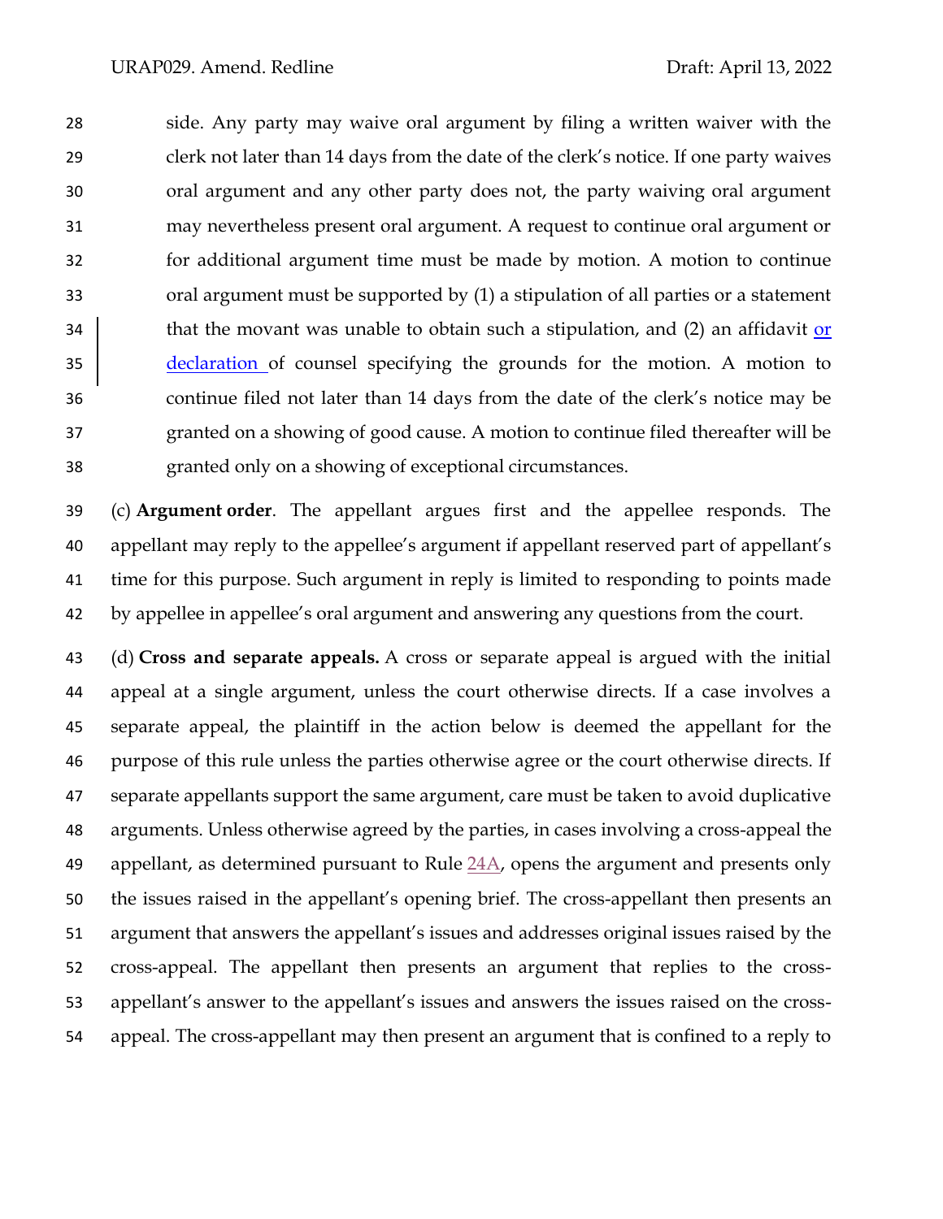side. Any party may waive oral argument by filing a written waiver with the clerk not later than 14 days from the date of the clerk's notice. If one party waives oral argument and any other party does not, the party waiving oral argument may nevertheless present oral argument. A request to continue oral argument or for additional argument time must be made by motion. A motion to continue oral argument must be supported by (1) a stipulation of all parties or a statement that the movant was unable to obtain such a stipulation, and (2) an affidavit or declaration of counsel specifying the grounds for the motion. A motion to continue filed not later than 14 days from the date of the clerk's notice may be granted on a showing of good cause. A motion to continue filed thereafter will be granted only on a showing of exceptional circumstances.

(c) **Argument order**. The appellant argues first and the appellee responds. The appellant may reply to the appellee's argument if appellant reserved part of appellant's time for this purpose. Such argument in reply is limited to responding to points made by appellee in appellee's oral argument and answering any questions from the court.

(d) **Cross and separate appeals.** A cross or separate appeal is argued with the initial appeal at a single argument, unless the court otherwise directs. If a case involves a separate appeal, the plaintiff in the action below is deemed the appellant for the purpose of this rule unless the parties otherwise agree or the court otherwise directs. If separate appellants support the same argument, care must be taken to avoid duplicative arguments. Unless otherwise agreed by the parties, in cases involving a cross-appeal the appellant, as determined pursuant to Rule 24A, opens the argument and presents only the issues raised in the appellant's opening brief. The cross-appellant then presents an argument that answers the appellant's issues and addresses original issues raised by the cross-appeal. The appellant then presents an argument that replies to the cross-appellant's answer to the appellant's issues and answers the issues raised on the cross-appeal. The cross-appellant may then present an argument that is confined to a reply to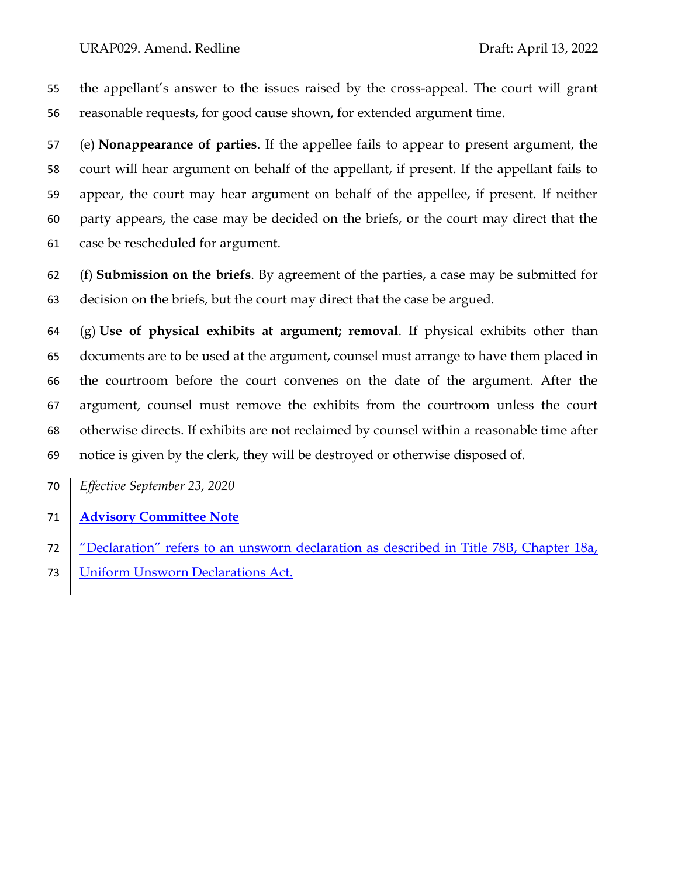the appellant's answer to the issues raised by the cross-appeal. The court will grant reasonable requests, for good cause shown, for extended argument time.

(e) **Nonappearance of parties**. If the appellee fails to appear to present argument, the court will hear argument on behalf of the appellant, if present. If the appellant fails to appear, the court may hear argument on behalf of the appellee, if present. If neither party appears, the case may be decided on the briefs, or the court may direct that the case be rescheduled for argument.

(f) **Submission on the briefs**. By agreement of the parties, a case may be submitted for decision on the briefs, but the court may direct that the case be argued.

(g) **Use of physical exhibits at argument; removal**. If physical exhibits other than documents are to be used at the argument, counsel must arrange to have them placed in the courtroom before the court convenes on the date of the argument. After the argument, counsel must remove the exhibits from the courtroom unless the court otherwise directs. If exhibits are not reclaimed by counsel within a reasonable time after notice is given by the clerk, they will be destroyed or otherwise disposed of.

*Effective September 23, 2020*

**Advisory Committee Note**

"Declaration" refers to an unsworn declaration as described in Title 78B, Chapter 18a, Uniform Unsworn Declarations Act.